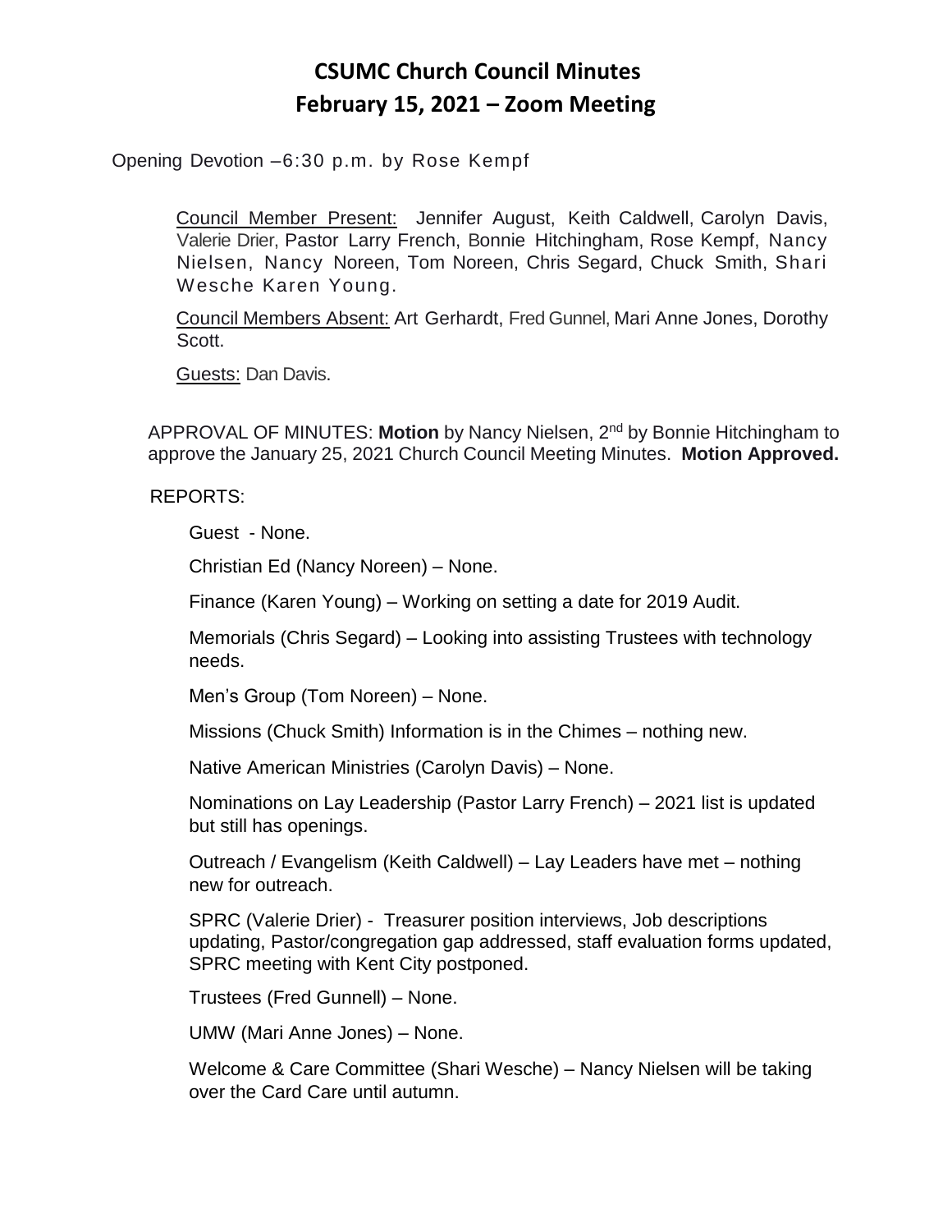# CSUMC Church Council Minutes
## February 15, 2021 – Zoom Meeting

Opening Devotion –6:30 p.m. by Rose Kempf

Council Member Present: Jennifer August, Keith Caldwell, Carolyn Davis, Valerie Drier, Pastor Larry French, Bonnie Hitchingham, Rose Kempf, Nancy Nielsen, Nancy Noreen, Tom Noreen, Chris Segard, Chuck Smith, Shari Wesche Karen Young.

Council Members Absent: Art Gerhardt, Fred Gunnel, Mari Anne Jones, Dorothy Scott.

Guests: Dan Davis.

APPROVAL OF MINUTES: **Motion** by Nancy Nielsen, 2nd by Bonnie Hitchingham to approve the January 25, 2021 Church Council Meeting Minutes. **Motion Approved.**

REPORTS:

Guest - None.

Christian Ed (Nancy Noreen) – None.

Finance (Karen Young) – Working on setting a date for 2019 Audit.

Memorials (Chris Segard) – Looking into assisting Trustees with technology needs.

Men's Group (Tom Noreen) – None.

Missions (Chuck Smith) Information is in the Chimes – nothing new.

Native American Ministries (Carolyn Davis) – None.

Nominations on Lay Leadership (Pastor Larry French) – 2021 list is updated but still has openings.

Outreach / Evangelism (Keith Caldwell) – Lay Leaders have met – nothing new for outreach.

SPRC (Valerie Drier) - Treasurer position interviews, Job descriptions updating, Pastor/congregation gap addressed, staff evaluation forms updated, SPRC meeting with Kent City postponed.

Trustees (Fred Gunnell) – None.

UMW (Mari Anne Jones) – None.

Welcome & Care Committee (Shari Wesche) – Nancy Nielsen will be taking over the Card Care until autumn.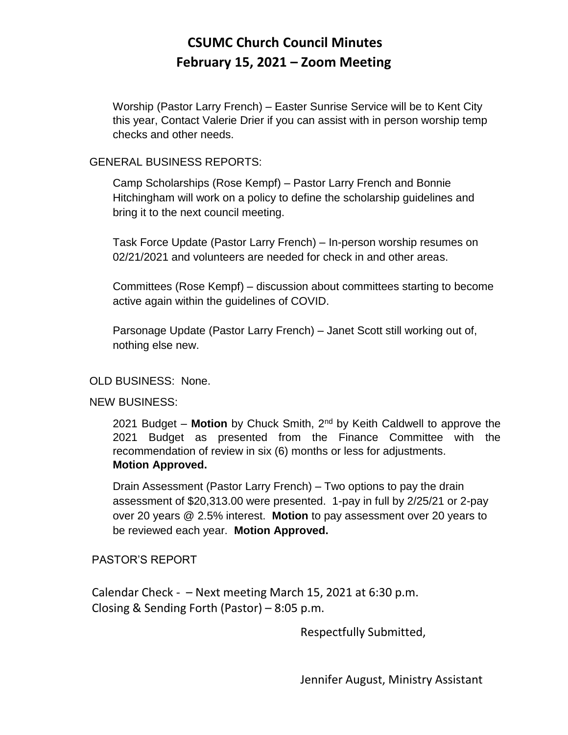# CSUMC Church Council Minutes
## February 15, 2021 – Zoom Meeting

Worship (Pastor Larry French) – Easter Sunrise Service will be to Kent City this year, Contact Valerie Drier if you can assist with in person worship temp checks and other needs.

GENERAL BUSINESS REPORTS:

Camp Scholarships (Rose Kempf) – Pastor Larry French and Bonnie Hitchingham will work on a policy to define the scholarship guidelines and bring it to the next council meeting.

Task Force Update (Pastor Larry French) – In-person worship resumes on 02/21/2021 and volunteers are needed for check in and other areas.

Committees (Rose Kempf) – discussion about committees starting to become active again within the guidelines of COVID.

Parsonage Update (Pastor Larry French) – Janet Scott still working out of, nothing else new.

OLD BUSINESS: None.

NEW BUSINESS:

2021 Budget – **Motion** by Chuck Smith, 2nd by Keith Caldwell to approve the 2021 Budget as presented from the Finance Committee with the recommendation of review in six (6) months or less for adjustments.
**Motion Approved.**

Drain Assessment (Pastor Larry French) – Two options to pay the drain assessment of $20,313.00 were presented. 1-pay in full by 2/25/21 or 2-pay over 20 years @ 2.5% interest. **Motion** to pay assessment over 20 years to be reviewed each year. **Motion Approved.**

PASTOR'S REPORT

Calendar Check - – Next meeting March 15, 2021 at 6:30 p.m.
Closing & Sending Forth (Pastor) – 8:05 p.m.

Respectfully Submitted,

Jennifer August, Ministry Assistant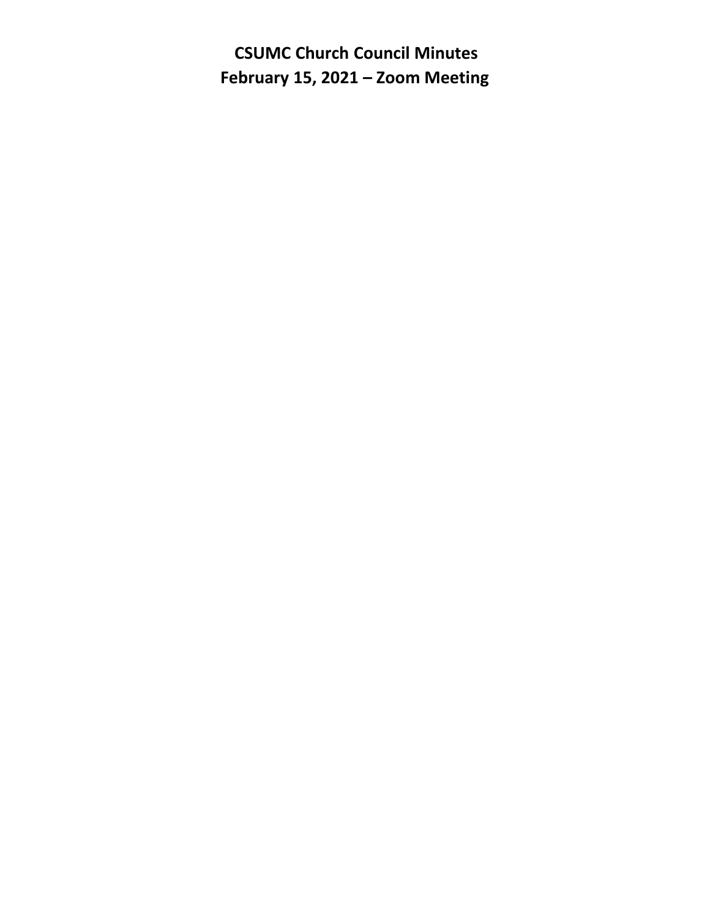**CSUMC Church Council Minutes**
**February 15, 2021 – Zoom Meeting**